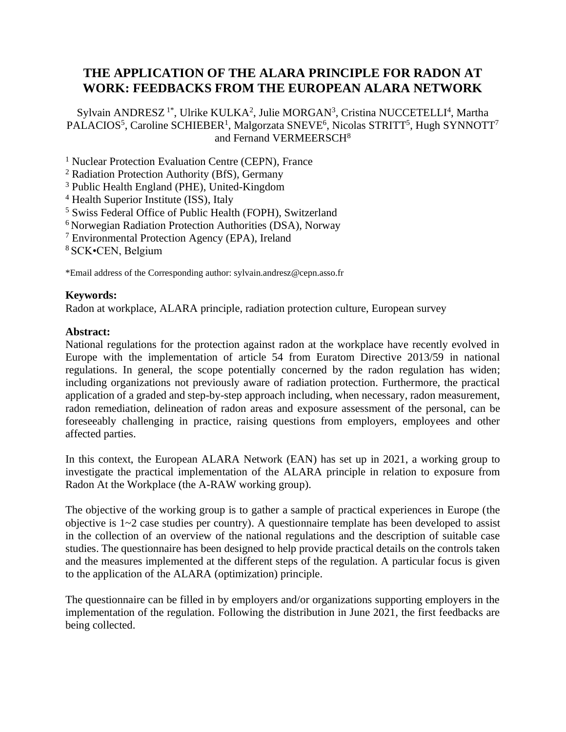# THE APPLICATION OF THE ALARA PRINCIPLE FOR RADON AT WORK: FEEDBACKS FROM THE EUROPEAN ALARA NETWORK

Sylvain ANDRESZ [1*], Ulrike KULKA[2], Julie MORGAN[3], Cristina NUCCETELLI[4], Martha PALACIOS[5], Caroline SCHIEBER[1], Malgorzata SNEVE[6], Nicolas STRITT[5], Hugh SYNNOTT[7] and Fernand VERMEERSCH[8]

[1] Nuclear Protection Evaluation Centre (CEPN), France
[2] Radiation Protection Authority (BfS), Germany
[3] Public Health England (PHE), United-Kingdom
[4] Health Superior Institute (ISS), Italy
[5] Swiss Federal Office of Public Health (FOPH), Switzerland
[6] Norwegian Radiation Protection Authorities (DSA), Norway
[7] Environmental Protection Agency (EPA), Ireland
[8] SCK•CEN, Belgium

*Email address of the Corresponding author: sylvain.andresz@cepn.asso.fr

**Keywords:**
Radon at workplace, ALARA principle, radiation protection culture, European survey

**Abstract:**
National regulations for the protection against radon at the workplace have recently evolved in Europe with the implementation of article 54 from Euratom Directive 2013/59 in national regulations. In general, the scope potentially concerned by the radon regulation has widen; including organizations not previously aware of radiation protection. Furthermore, the practical application of a graded and step-by-step approach including, when necessary, radon measurement, radon remediation, delineation of radon areas and exposure assessment of the personal, can be foreseeably challenging in practice, raising questions from employers, employees and other affected parties.

In this context, the European ALARA Network (EAN) has set up in 2021, a working group to investigate the practical implementation of the ALARA principle in relation to exposure from Radon At the Workplace (the A-RAW working group).

The objective of the working group is to gather a sample of practical experiences in Europe (the objective is 1~2 case studies per country). A questionnaire template has been developed to assist in the collection of an overview of the national regulations and the description of suitable case studies. The questionnaire has been designed to help provide practical details on the controls taken and the measures implemented at the different steps of the regulation. A particular focus is given to the application of the ALARA (optimization) principle.

The questionnaire can be filled in by employers and/or organizations supporting employers in the implementation of the regulation. Following the distribution in June 2021, the first feedbacks are being collected.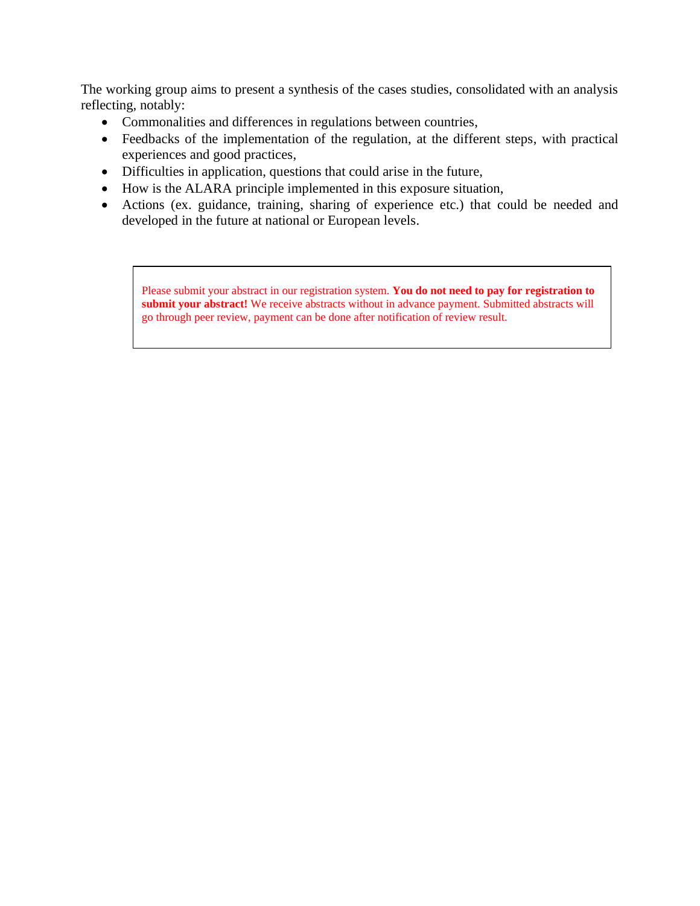The working group aims to present a synthesis of the cases studies, consolidated with an analysis reflecting, notably:

- Commonalities and differences in regulations between countries,
- Feedbacks of the implementation of the regulation, at the different steps, with practical experiences and good practices,
- Difficulties in application, questions that could arise in the future,
- How is the ALARA principle implemented in this exposure situation,
- Actions (ex. guidance, training, sharing of experience etc.) that could be needed and developed in the future at national or European levels.

Please submit your abstract in our registration system. **You do not need to pay for registration to submit your abstract!** We receive abstracts without in advance payment. Submitted abstracts will go through peer review, payment can be done after notification of review result.